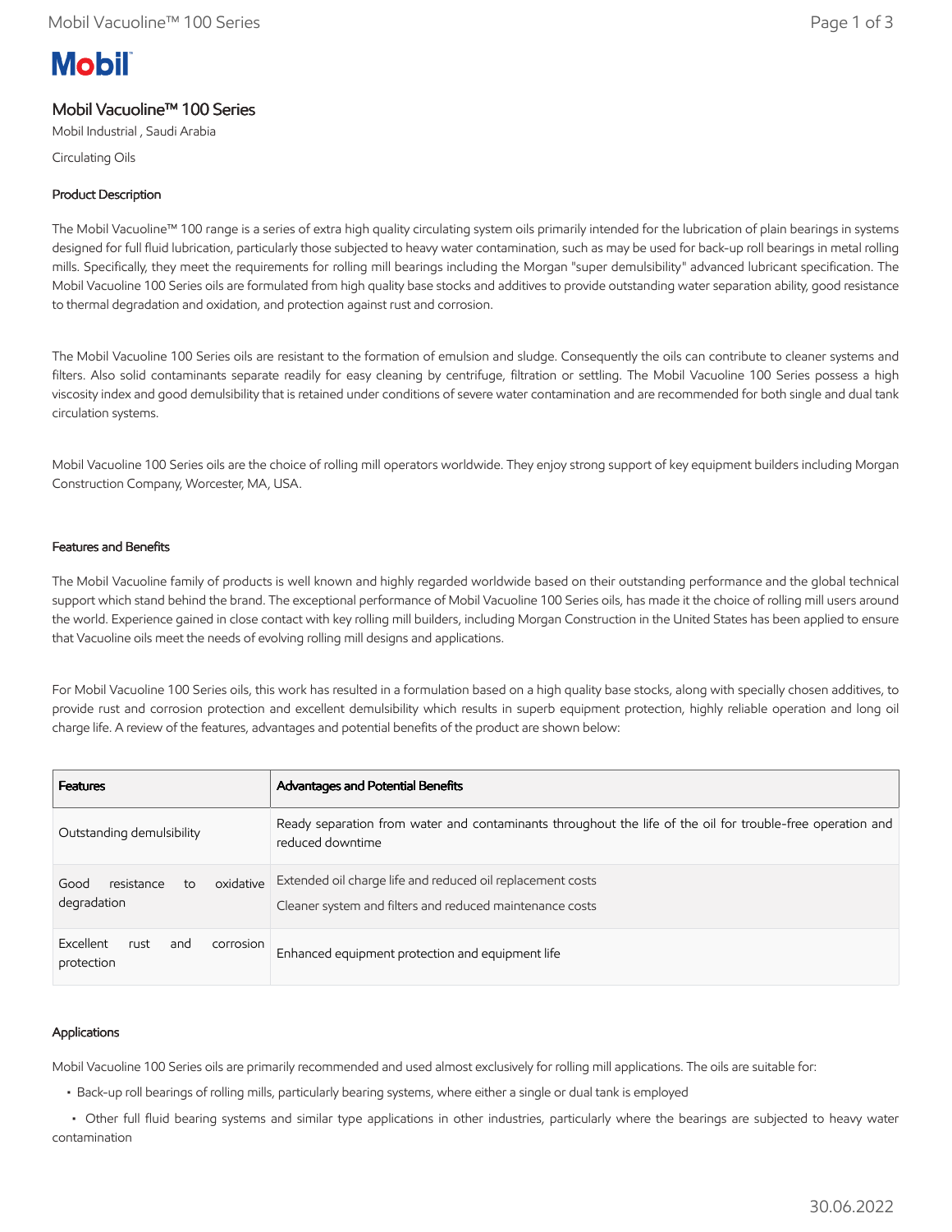# Mobil Vacuoline™ 100 Series

Mobil Industrial , Saudi Arabia

Circulating Oils

## Product Description

The Mobil Vacuoline™ 100 range is a series of extra high quality circulating system oils primarily intended for the lubrication of plain bearings in systems designed for full fluid lubrication, particularly those subjected to heavy water contamination, such as may be used for back-up roll bearings in metal rolling mills. Specifically, they meet the requirements for rolling mill bearings including the Morgan "super demulsibility" advanced lubricant specification. The Mobil Vacuoline 100 Series oils are formulated from high quality base stocks and additives to provide outstanding water separation ability, good resistance to thermal degradation and oxidation, and protection against rust and corrosion.

The Mobil Vacuoline 100 Series oils are resistant to the formation of emulsion and sludge. Consequently the oils can contribute to cleaner systems and filters. Also solid contaminants separate readily for easy cleaning by centrifuge, filtration or settling. The Mobil Vacuoline 100 Series possess a high viscosity index and good demulsibility that is retained under conditions of severe water contamination and are recommended for both single and dual tank circulation systems.

Mobil Vacuoline 100 Series oils are the choice of rolling mill operators worldwide. They enjoy strong support of key equipment builders including Morgan Construction Company, Worcester, MA, USA.

## Features and Benefits

The Mobil Vacuoline family of products is well known and highly regarded worldwide based on their outstanding performance and the global technical support which stand behind the brand. The exceptional performance of Mobil Vacuoline 100 Series oils, has made it the choice of rolling mill users around the world. Experience gained in close contact with key rolling mill builders, including Morgan Construction in the United States has been applied to ensure that Vacuoline oils meet the needs of evolving rolling mill designs and applications.

For Mobil Vacuoline 100 Series oils, this work has resulted in a formulation based on a high quality base stocks, along with specially chosen additives, to provide rust and corrosion protection and excellent demulsibility which results in superb equipment protection, highly reliable operation and long oil charge life. A review of the features, advantages and potential benefits of the product are shown below:

| Features | Advantages and Potential Benefits |
| --- | --- |
| Outstanding demulsibility | Ready separation from water and contaminants throughout the life of the oil for trouble-free operation and reduced downtime |
| Good resistance to oxidative degradation | Extended oil charge life and reduced oil replacement costs<br>Cleaner system and filters and reduced maintenance costs |
| Excellent rust and corrosion protection | Enhanced equipment protection and equipment life |

## Applications

Mobil Vacuoline 100 Series oils are primarily recommended and used almost exclusively for rolling mill applications. The oils are suitable for:

- Back-up roll bearings of rolling mills, particularly bearing systems, where either a single or dual tank is employed
- Other full fluid bearing systems and similar type applications in other industries, particularly where the bearings are subjected to heavy water contamination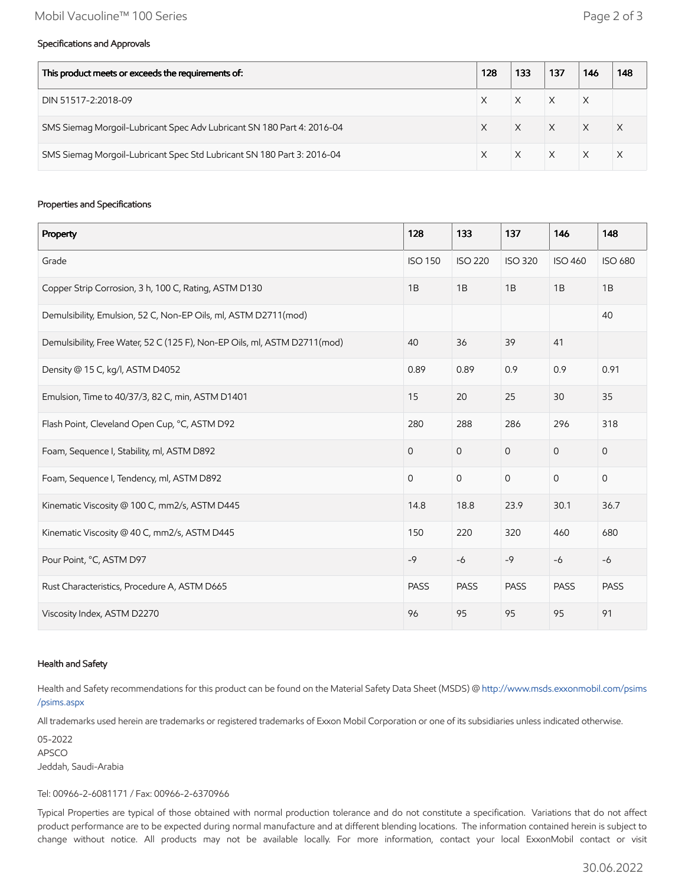### Specifications and Approvals

| This product meets or exceeds the requirements of: | 128 | 133 | 137 | 146 | 148 |
|---|---|---|---|---|---|
| DIN 51517-2:2018-09 | X | X | X | X | |
| SMS Siemag Morgoil-Lubricant Spec Adv Lubricant SN 180 Part 4: 2016-04 | X | X | X | X | X |
| SMS Siemag Morgoil-Lubricant Spec Std Lubricant SN 180 Part 3: 2016-04 | X | X | X | X | X |

### Properties and Specifications

| Property | 128 | 133 | 137 | 146 | 148 |
|---|---|---|---|---|---|
| Grade | ISO 150 | ISO 220 | ISO 320 | ISO 460 | ISO 680 |
| Copper Strip Corrosion, 3 h, 100 C, Rating, ASTM D130 | 1B | 1B | 1B | 1B | 1B |
| Demulsibility, Emulsion, 52 C, Non-EP Oils, ml, ASTM D2711(mod) | | | | | 40 |
| Demulsibility, Free Water, 52 C (125 F), Non-EP Oils, ml, ASTM D2711(mod) | 40 | 36 | 39 | 41 | |
| Density @ 15 C, kg/l, ASTM D4052 | 0.89 | 0.89 | 0.9 | 0.9 | 0.91 |
| Emulsion, Time to 40/37/3, 82 C, min, ASTM D1401 | 15 | 20 | 25 | 30 | 35 |
| Flash Point, Cleveland Open Cup, °C, ASTM D92 | 280 | 288 | 286 | 296 | 318 |
| Foam, Sequence I, Stability, ml, ASTM D892 | 0 | 0 | 0 | 0 | 0 |
| Foam, Sequence I, Tendency, ml, ASTM D892 | 0 | 0 | 0 | 0 | 0 |
| Kinematic Viscosity @ 100 C, mm2/s, ASTM D445 | 14.8 | 18.8 | 23.9 | 30.1 | 36.7 |
| Kinematic Viscosity @ 40 C, mm2/s, ASTM D445 | 150 | 220 | 320 | 460 | 680 |
| Pour Point, °C, ASTM D97 | -9 | -6 | -9 | -6 | -6 |
| Rust Characteristics, Procedure A, ASTM D665 | PASS | PASS | PASS | PASS | PASS |
| Viscosity Index, ASTM D2270 | 96 | 95 | 95 | 95 | 91 |

### Health and Safety

Health and Safety recommendations for this product can be found on the Material Safety Data Sheet (MSDS) @ http://www.msds.exxonmobil.com/psims/psims.aspx

All trademarks used herein are trademarks or registered trademarks of Exxon Mobil Corporation or one of its subsidiaries unless indicated otherwise.

05-2022
APSCO
Jeddah, Saudi-Arabia

Tel: 00966-2-6081171 / Fax: 00966-2-6370966

Typical Properties are typical of those obtained with normal production tolerance and do not constitute a specification. Variations that do not affect product performance are to be expected during normal manufacture and at different blending locations. The information contained herein is subject to change without notice. All products may not be available locally. For more information, contact your local ExxonMobil contact or visit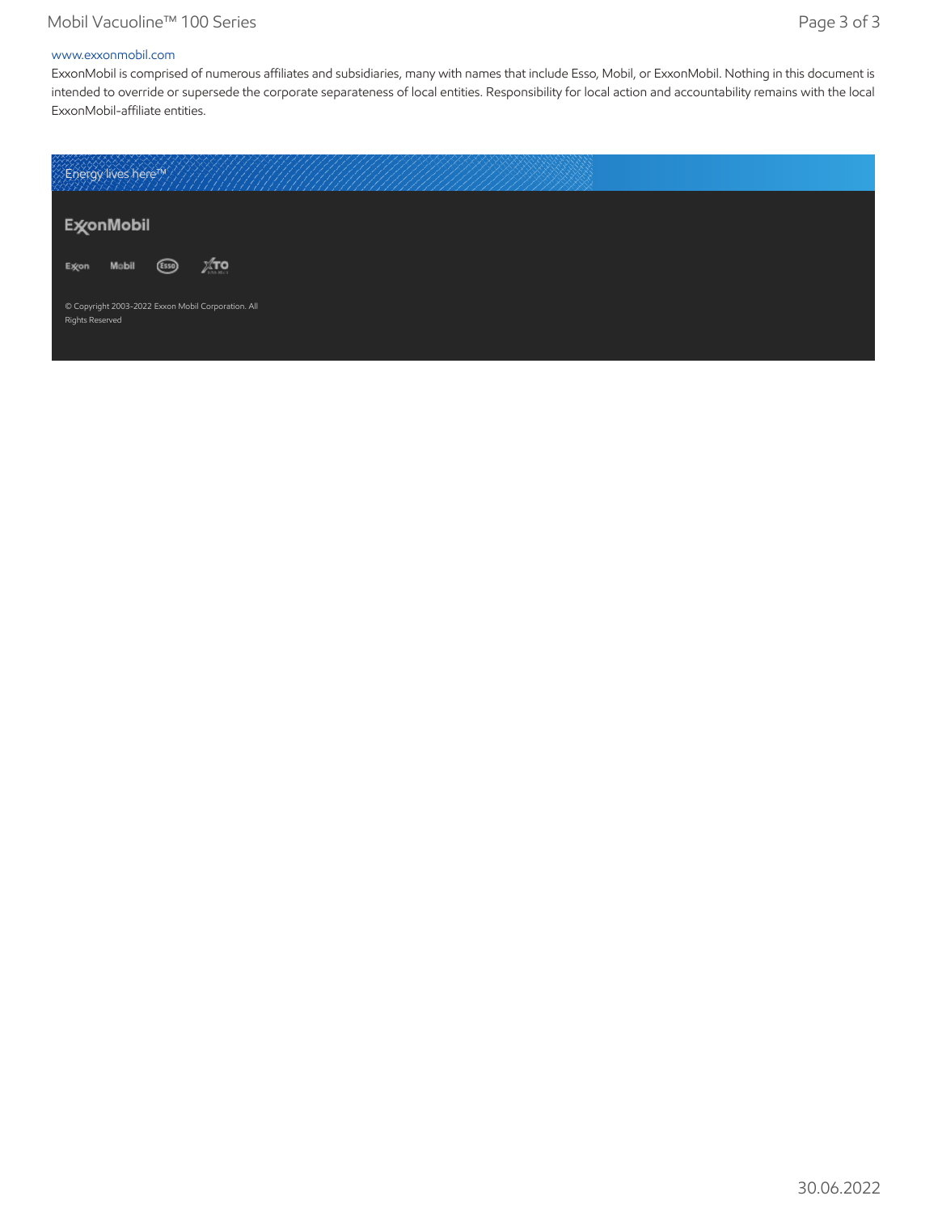www.exxonmobil.com

ExxonMobil is comprised of numerous affiliates and subsidiaries, many with names that include Esso, Mobil, or ExxonMobil. Nothing in this document is intended to override or supersede the corporate separateness of local entities. Responsibility for local action and accountability remains with the local ExxonMobil-affiliate entities.

Energy lives here™

© Copyright 2003-2022 Exxon Mobil Corporation. All Rights Reserved

30.06.2022